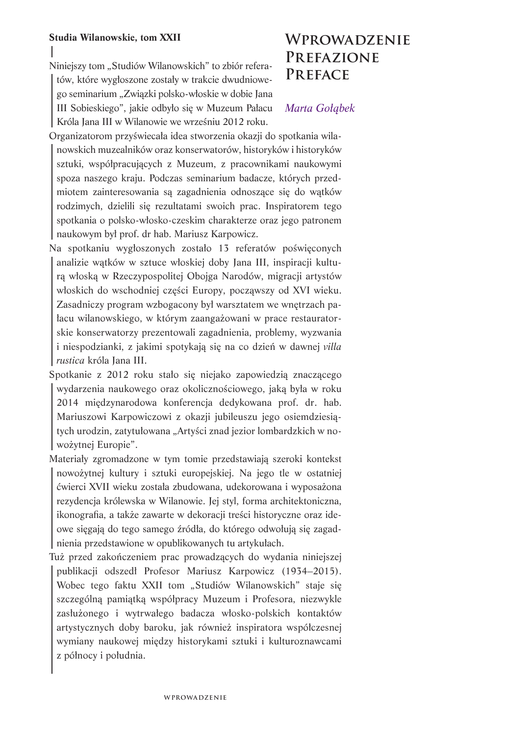**Studia Wilanowskie, tom XXII**

# Wprowadzenie
# Prefazione
# Preface

*Marta Gołąbek*

Niniejszy tom „Studiów Wilanowskich" to zbiór referatów, które wygłoszone zostały w trakcie dwudniowego seminarium „Związki polsko-włoskie w dobie Jana III Sobieskiego", jakie odbyło się w Muzeum Pałacu Króla Jana III w Wilanowie we wrześniu 2012 roku.

Organizatorom przyświecała idea stworzenia okazji do spotkania wilanowskich muzealników oraz konserwatorów, historyków i historyków sztuki, współpracujących z Muzeum, z pracownikami naukowymi spoza naszego kraju. Podczas seminarium badacze, których przedmiotem zainteresowania są zagadnienia odnoszące się do wątków rodzimych, dzielili się rezultatami swoich prac. Inspiratorem tego spotkania o polsko-włosko-czeskim charakterze oraz jego patronem naukowym był prof. dr hab. Mariusz Karpowicz.

Na spotkaniu wygłoszonych zostało 13 referatów poświęconych analizie wątków w sztuce włoskiej doby Jana III, inspiracji kulturą włoską w Rzeczypospolitej Obojga Narodów, migracji artystów włoskich do wschodniej części Europy, począwszy od XVI wieku. Zasadniczy program wzbogacony był warsztatem we wnętrzach pałacu wilanowskiego, w którym zaangażowani w prace restauratorskie konserwatorzy prezentowali zagadnienia, problemy, wyzwania i niespodzianki, z jakimi spotykają się na co dzień w dawnej *villa rustica* króla Jana III.

Spotkanie z 2012 roku stało się niejako zapowiedzią znaczącego wydarzenia naukowego oraz okolicznościowego, jaką była w roku 2014 międzynarodowa konferencja dedykowana prof. dr. hab. Mariuszowi Karpowiczowi z okazji jubileuszu jego osiemdziesiątych urodzin, zatytułowana „Artyści znad jezior lombardzkich w nowożytnej Europie".

Materiały zgromadzone w tym tomie przedstawiają szeroki kontekst nowożytnej kultury i sztuki europejskiej. Na jego tle w ostatniej ćwierci XVII wieku została zbudowana, udekorowana i wyposażona rezydencja królewska w Wilanowie. Jej styl, forma architektoniczna, ikonografia, a także zawarte w dekoracji treści historyczne oraz ideowe sięgają do tego samego źródła, do którego odwołują się zagadnienia przedstawione w opublikowanych tu artykułach.

Tuż przed zakończeniem prac prowadzących do wydania niniejszej publikacji odszedł Profesor Mariusz Karpowicz (1934–2015). Wobec tego faktu XXII tom „Studiów Wilanowskich" staje się szczególną pamiątką współpracy Muzeum i Profesora, niezwykle zasłużonego i wytrwałego badacza włosko-polskich kontaktów artystycznych doby baroku, jak również inspiratora współczesnej wymiany naukowej między historykami sztuki i kulturoznawcami z północy i południa.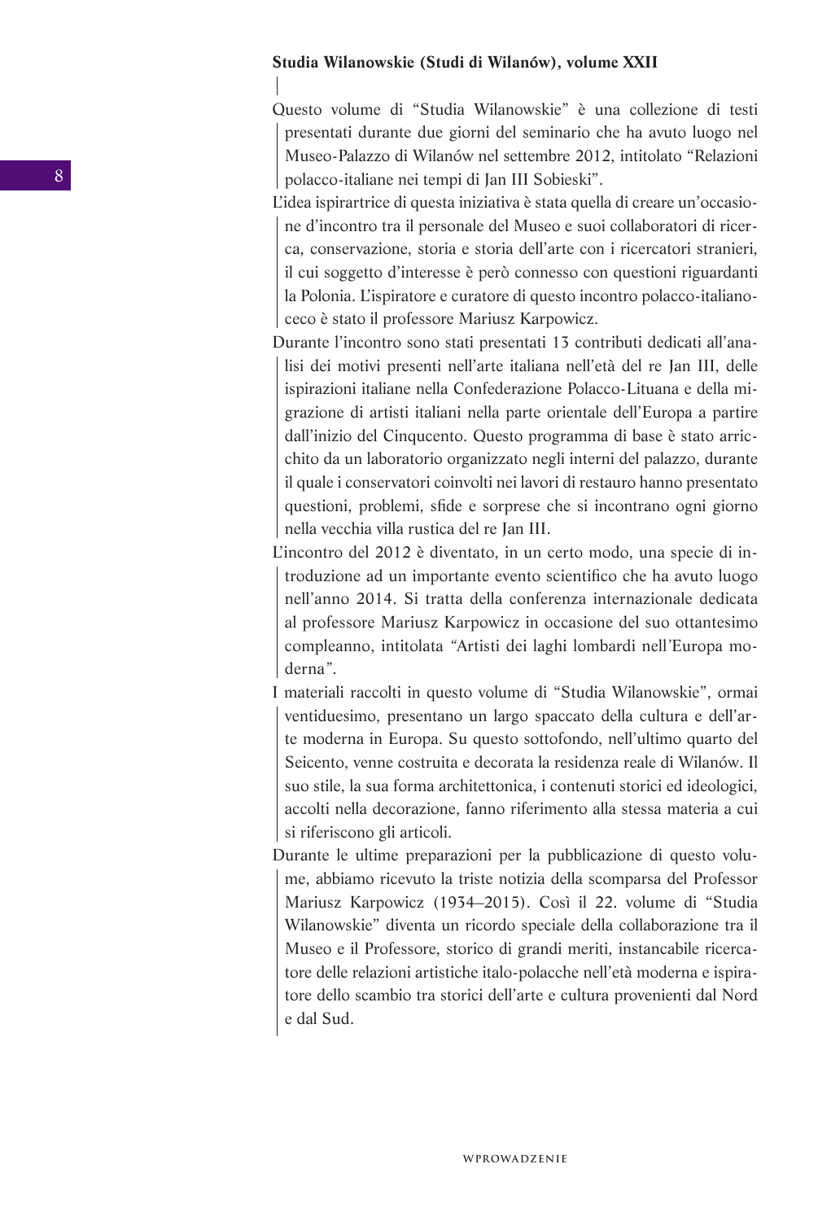**Studia Wilanowskie (Studi di Wilanów), volume XXII**

Questo volume di "Studia Wilanowskie" è una collezione di testi presentati durante due giorni del seminario che ha avuto luogo nel Museo-Palazzo di Wilanów nel settembre 2012, intitolato "Relazioni polacco-italiane nei tempi di Jan III Sobieski".

L'idea ispirartrice di questa iniziativa è stata quella di creare un'occasione d'incontro tra il personale del Museo e suoi collaboratori di ricerca, conservazione, storia e storia dell'arte con i ricercatori stranieri, il cui soggetto d'interesse è però connesso con questioni riguardanti la Polonia. L'ispiratore e curatore di questo incontro polacco-italiano-ceco è stato il professore Mariusz Karpowicz.

Durante l'incontro sono stati presentati 13 contributi dedicati all'analisi dei motivi presenti nell'arte italiana nell'età del re Jan III, delle ispirazioni italiane nella Confederazione Polacco-Lituana e della migrazione di artisti italiani nella parte orientale dell'Europa a partire dall'inizio del Cinquecento. Questo programma di base è stato arricchito da un laboratorio organizzato negli interni del palazzo, durante il quale i conservatori coinvolti nei lavori di restauro hanno presentato questioni, problemi, sfide e sorprese che si incontrano ogni giorno nella vecchia villa rustica del re Jan III.

L'incontro del 2012 è diventato, in un certo modo, una specie di introduzione ad un importante evento scientifico che ha avuto luogo nell'anno 2014. Si tratta della conferenza internazionale dedicata al professore Mariusz Karpowicz in occasione del suo ottantesimo compleanno, intitolata "Artisti dei laghi lombardi nell'Europa moderna".

I materiali raccolti in questo volume di "Studia Wilanowskie", ormai ventiduesimo, presentano un largo spaccato della cultura e dell'arte moderna in Europa. Su questo sottofondo, nell'ultimo quarto del Seicento, venne costruita e decorata la residenza reale di Wilanów. Il suo stile, la sua forma architettonica, i contenuti storici ed ideologici, accolti nella decorazione, fanno riferimento alla stessa materia a cui si riferiscono gli articoli.

Durante le ultime preparazioni per la pubblicazione di questo volume, abbiamo ricevuto la triste notizia della scomparsa del Professor Mariusz Karpowicz (1934–2015). Così il 22. volume di "Studia Wilanowskie" diventa un ricordo speciale della collaborazione tra il Museo e il Professore, storico di grandi meriti, instancabile ricercatore delle relazioni artistiche italo-polacche nell'età moderna e ispiratore dello scambio tra storici dell'arte e cultura provenienti dal Nord e dal Sud.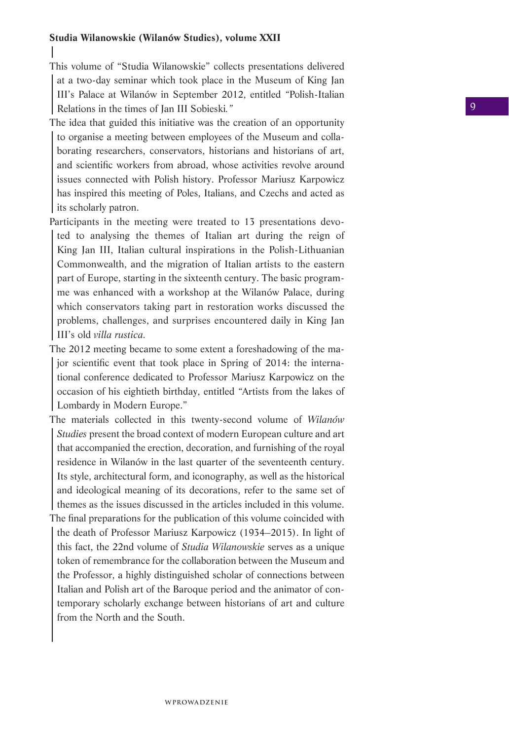**Studia Wilanowskie (Wilanów Studies), volume XXII**

This volume of "Studia Wilanowskie" collects presentations delivered at a two-day seminar which took place in the Museum of King Jan III's Palace at Wilanów in September 2012, entitled "Polish-Italian Relations in the times of Jan III Sobieski."

The idea that guided this initiative was the creation of an opportunity to organise a meeting between employees of the Museum and collaborating researchers, conservators, historians and historians of art, and scientific workers from abroad, whose activities revolve around issues connected with Polish history. Professor Mariusz Karpowicz has inspired this meeting of Poles, Italians, and Czechs and acted as its scholarly patron.

Participants in the meeting were treated to 13 presentations devoted to analysing the themes of Italian art during the reign of King Jan III, Italian cultural inspirations in the Polish-Lithuanian Commonwealth, and the migration of Italian artists to the eastern part of Europe, starting in the sixteenth century. The basic programme was enhanced with a workshop at the Wilanów Palace, during which conservators taking part in restoration works discussed the problems, challenges, and surprises encountered daily in King Jan III's old *villa rustica*.

The 2012 meeting became to some extent a foreshadowing of the major scientific event that took place in Spring of 2014: the international conference dedicated to Professor Mariusz Karpowicz on the occasion of his eightieth birthday, entitled "Artists from the lakes of Lombardy in Modern Europe."

The materials collected in this twenty-second volume of *Wilanów Studies* present the broad context of modern European culture and art that accompanied the erection, decoration, and furnishing of the royal residence in Wilanów in the last quarter of the seventeenth century. Its style, architectural form, and iconography, as well as the historical and ideological meaning of its decorations, refer to the same set of themes as the issues discussed in the articles included in this volume.

The final preparations for the publication of this volume coincided with the death of Professor Mariusz Karpowicz (1934–2015). In light of this fact, the 22nd volume of *Studia Wilanowskie* serves as a unique token of remembrance for the collaboration between the Museum and the Professor, a highly distinguished scholar of connections between Italian and Polish art of the Baroque period and the animator of contemporary scholarly exchange between historians of art and culture from the North and the South.